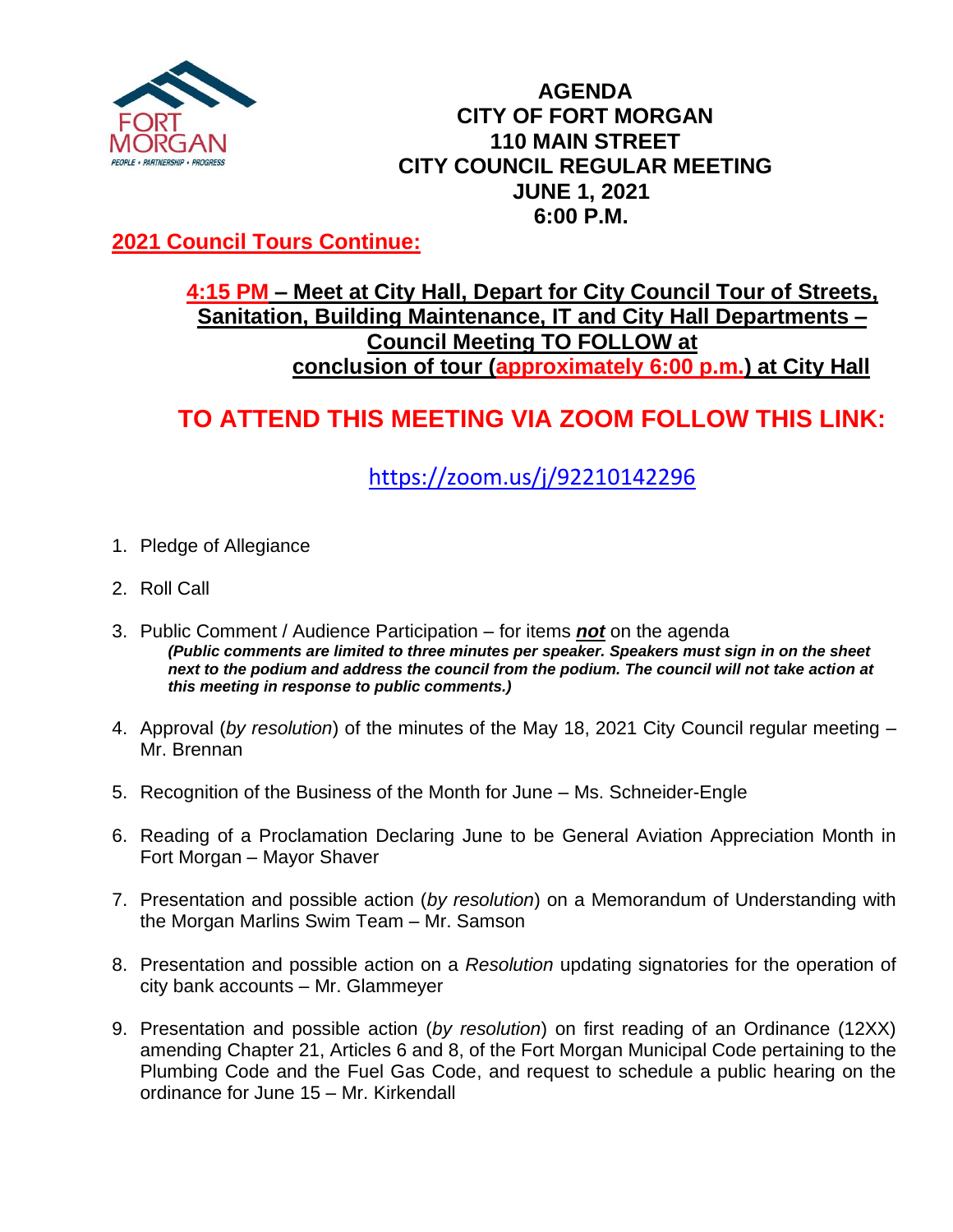# AGENDA
# CITY OF FORT MORGAN
# 110 MAIN STREET
# CITY COUNCIL REGULAR MEETING
# JUNE 1, 2021
# 6:00 P.M.

**2021 Council Tours Continue:**

**4:15 PM – Meet at City Hall, Depart for City Council Tour of Streets, Sanitation, Building Maintenance, IT and City Hall Departments – Council Meeting TO FOLLOW at conclusion of tour (approximately 6:00 p.m.) at City Hall**

## TO ATTEND THIS MEETING VIA ZOOM FOLLOW THIS LINK:

https://zoom.us/j/92210142296

1. Pledge of Allegiance

2. Roll Call

3. Public Comment / Audience Participation – for items ***not*** on the agenda
   ***(Public comments are limited to three minutes per speaker. Speakers must sign in on the sheet next to the podium and address the council from the podium. The council will not take action at this meeting in response to public comments.)***

4. Approval (*by resolution*) of the minutes of the May 18, 2021 City Council regular meeting – Mr. Brennan

5. Recognition of the Business of the Month for June – Ms. Schneider-Engle

6. Reading of a Proclamation Declaring June to be General Aviation Appreciation Month in Fort Morgan – Mayor Shaver

7. Presentation and possible action (*by resolution*) on a Memorandum of Understanding with the Morgan Marlins Swim Team – Mr. Samson

8. Presentation and possible action on a *Resolution* updating signatories for the operation of city bank accounts – Mr. Glammeyer

9. Presentation and possible action (*by resolution*) on first reading of an Ordinance (12XX) amending Chapter 21, Articles 6 and 8, of the Fort Morgan Municipal Code pertaining to the Plumbing Code and the Fuel Gas Code, and request to schedule a public hearing on the ordinance for June 15 – Mr. Kirkendall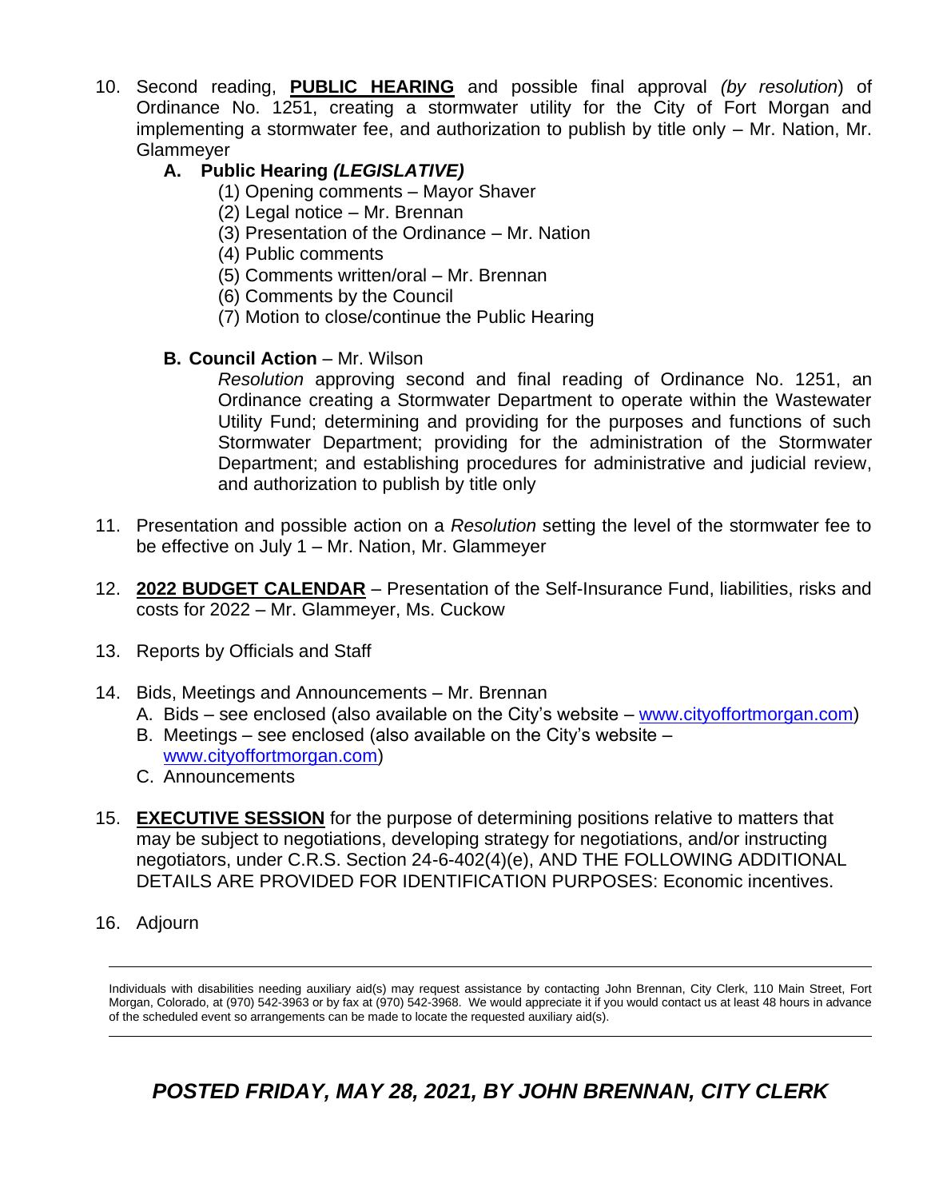10. Second reading, **PUBLIC HEARING** and possible final approval *(by resolution*) of Ordinance No. 1251, creating a stormwater utility for the City of Fort Morgan and implementing a stormwater fee, and authorization to publish by title only – Mr. Nation, Mr. Glammeyer

    **A. Public Hearing *(LEGISLATIVE)***

    (1) Opening comments – Mayor Shaver
    (2) Legal notice – Mr. Brennan
    (3) Presentation of the Ordinance – Mr. Nation
    (4) Public comments
    (5) Comments written/oral – Mr. Brennan
    (6) Comments by the Council
    (7) Motion to close/continue the Public Hearing

    **B. Council Action** – Mr. Wilson

    *Resolution* approving second and final reading of Ordinance No. 1251, an Ordinance creating a Stormwater Department to operate within the Wastewater Utility Fund; determining and providing for the purposes and functions of such Stormwater Department; providing for the administration of the Stormwater Department; and establishing procedures for administrative and judicial review, and authorization to publish by title only

11. Presentation and possible action on a *Resolution* setting the level of the stormwater fee to be effective on July 1 – Mr. Nation, Mr. Glammeyer

12. **2022 BUDGET CALENDAR** – Presentation of the Self-Insurance Fund, liabilities, risks and costs for 2022 – Mr. Glammeyer, Ms. Cuckow

13. Reports by Officials and Staff

14. Bids, Meetings and Announcements – Mr. Brennan
    A. Bids – see enclosed (also available on the City's website – www.cityoffortmorgan.com)
    B. Meetings – see enclosed (also available on the City's website – www.cityoffortmorgan.com)
    C. Announcements

15. **EXECUTIVE SESSION** for the purpose of determining positions relative to matters that may be subject to negotiations, developing strategy for negotiations, and/or instructing negotiators, under C.R.S. Section 24-6-402(4)(e), AND THE FOLLOWING ADDITIONAL DETAILS ARE PROVIDED FOR IDENTIFICATION PURPOSES: Economic incentives.

16. Adjourn

---

Individuals with disabilities needing auxiliary aid(s) may request assistance by contacting John Brennan, City Clerk, 110 Main Street, Fort Morgan, Colorado, at (970) 542-3963 or by fax at (970) 542-3968. We would appreciate it if you would contact us at least 48 hours in advance of the scheduled event so arrangements can be made to locate the requested auxiliary aid(s).

---

***POSTED FRIDAY, MAY 28, 2021, BY JOHN BRENNAN, CITY CLERK***